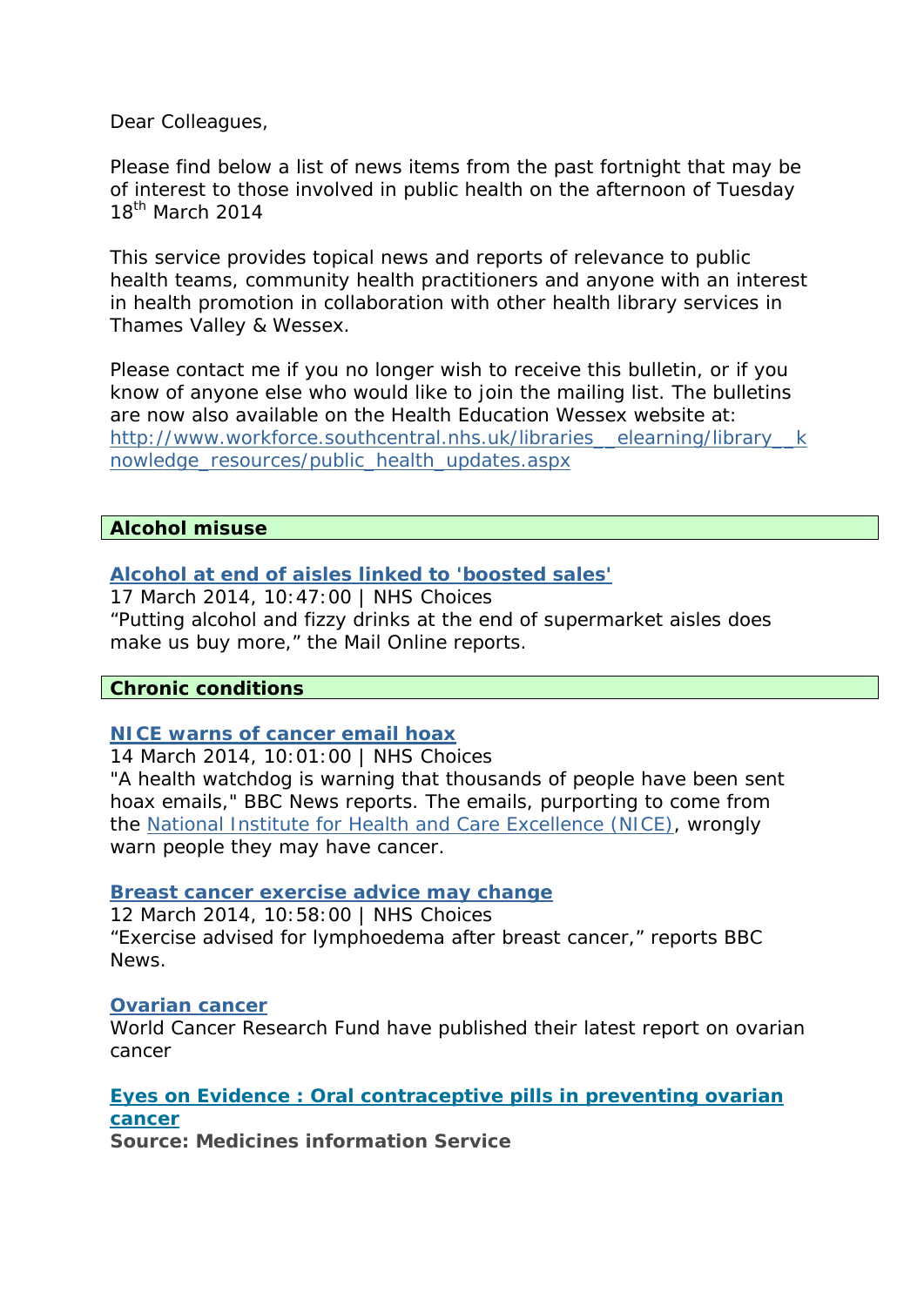Dear Colleagues,

Please find below a list of news items from the past fortnight that may be of interest to those involved in public health on the afternoon of Tuesday 18th March 2014

This service provides topical news and reports of relevance to public health teams, community health practitioners and anyone with an interest in health promotion in collaboration with other health library services in Thames Valley & Wessex.

Please contact me if you no longer wish to receive this bulletin, or if you know of anyone else who would like to join the mailing list. The bulletins are now also available on the Health Education Wessex website at: http://www.workforce.southcentral.nhs.uk/libraries__elearning/library__knowledge_resources/public_health_updates.aspx

## Alcohol misuse

**Alcohol at end of aisles linked to 'boosted sales'**
17 March 2014, 10:47:00 | NHS Choices
“Putting alcohol and fizzy drinks at the end of supermarket aisles does make us buy more,” the Mail Online reports.

## Chronic conditions

**NICE warns of cancer email hoax**
14 March 2014, 10:01:00 | NHS Choices
"A health watchdog is warning that thousands of people have been sent hoax emails," BBC News reports. The emails, purporting to come from the National Institute for Health and Care Excellence (NICE), wrongly warn people they may have cancer.

**Breast cancer exercise advice may change**
12 March 2014, 10:58:00 | NHS Choices
“Exercise advised for lymphoedema after breast cancer,” reports BBC News.

**Ovarian cancer**
World Cancer Research Fund have published their latest report on ovarian cancer

**Eyes on Evidence : Oral contraceptive pills in preventing ovarian cancer**
**Source: Medicines information Service**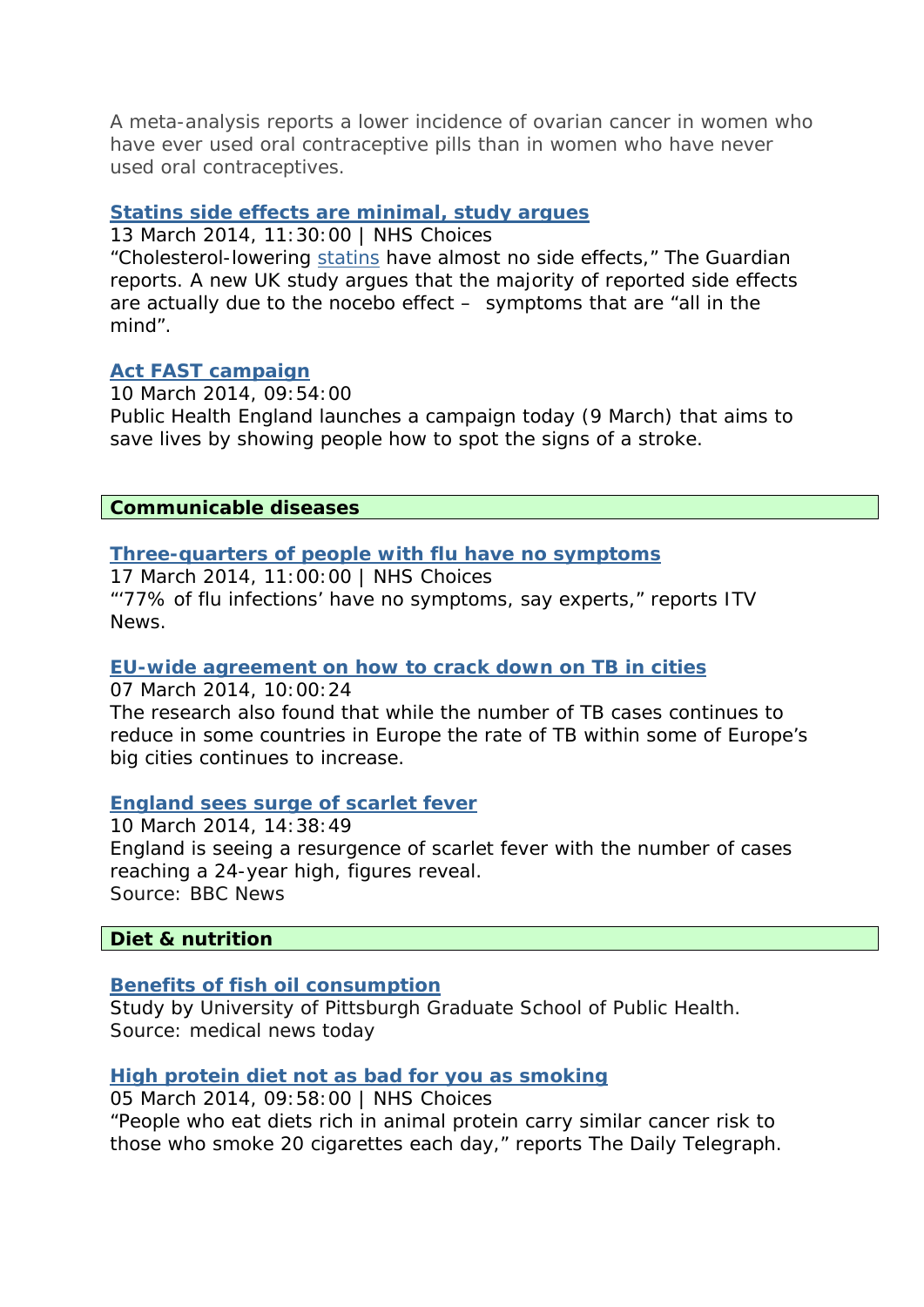A meta-analysis reports a lower incidence of ovarian cancer in women who have ever used oral contraceptive pills than in women who have never used oral contraceptives.

**Statins side effects are minimal, study argues**
13 March 2014, 11:30:00 | NHS Choices
"Cholesterol-lowering statins have almost no side effects," The Guardian reports. A new UK study argues that the majority of reported side effects are actually due to the nocebo effect – symptoms that are "all in the mind".

**Act FAST campaign**
10 March 2014, 09:54:00
Public Health England launches a campaign today (9 March) that aims to save lives by showing people how to spot the signs of a stroke.

## Communicable diseases

**Three-quarters of people with flu have no symptoms**
17 March 2014, 11:00:00 | NHS Choices
"'77% of flu infections' have no symptoms, say experts," reports ITV News.

**EU-wide agreement on how to crack down on TB in cities**
07 March 2014, 10:00:24
The research also found that while the number of TB cases continues to reduce in some countries in Europe the rate of TB within some of Europe's big cities continues to increase.

**England sees surge of scarlet fever**
10 March 2014, 14:38:49
England is seeing a resurgence of scarlet fever with the number of cases reaching a 24-year high, figures reveal.
Source: BBC News

## Diet & nutrition

**Benefits of fish oil consumption**
Study by University of Pittsburgh Graduate School of Public Health.
Source: medical news today

**High protein diet not as bad for you as smoking**
05 March 2014, 09:58:00 | NHS Choices
"People who eat diets rich in animal protein carry similar cancer risk to those who smoke 20 cigarettes each day," reports The Daily Telegraph.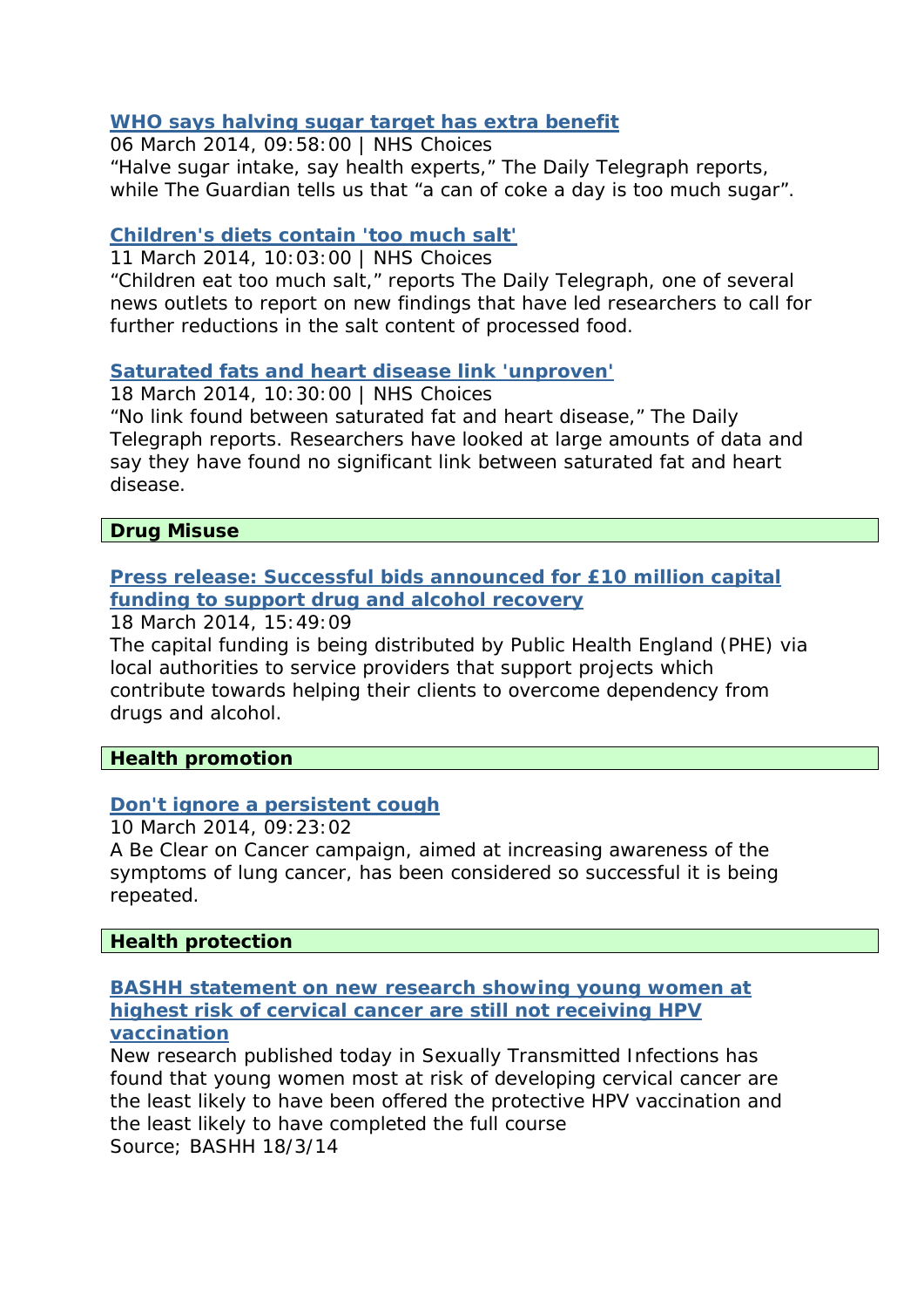**WHO says halving sugar target has extra benefit**
06 March 2014, 09:58:00 | NHS Choices
“Halve sugar intake, say health experts,” The Daily Telegraph reports, while The Guardian tells us that “a can of coke a day is too much sugar”.

**Children's diets contain 'too much salt'**
11 March 2014, 10:03:00 | NHS Choices
“Children eat too much salt,” reports The Daily Telegraph, one of several news outlets to report on new findings that have led researchers to call for further reductions in the salt content of processed food.

**Saturated fats and heart disease link 'unproven'**
18 March 2014, 10:30:00 | NHS Choices
“No link found between saturated fat and heart disease,” The Daily Telegraph reports. Researchers have looked at large amounts of data and say they have found no significant link between saturated fat and heart disease.

## Drug Misuse

**Press release: Successful bids announced for £10 million capital funding to support drug and alcohol recovery**
18 March 2014, 15:49:09
The capital funding is being distributed by Public Health England (PHE) via local authorities to service providers that support projects which contribute towards helping their clients to overcome dependency from drugs and alcohol.

## Health promotion

**Don't ignore a persistent cough**
10 March 2014, 09:23:02
A Be Clear on Cancer campaign, aimed at increasing awareness of the symptoms of lung cancer, has been considered so successful it is being repeated.

## Health protection

**BASHH statement on new research showing young women at highest risk of cervical cancer are still not receiving HPV vaccination**
New research published today in Sexually Transmitted Infections has found that young women most at risk of developing cervical cancer are the least likely to have been offered the protective HPV vaccination and the least likely to have completed the full course
Source; BASHH 18/3/14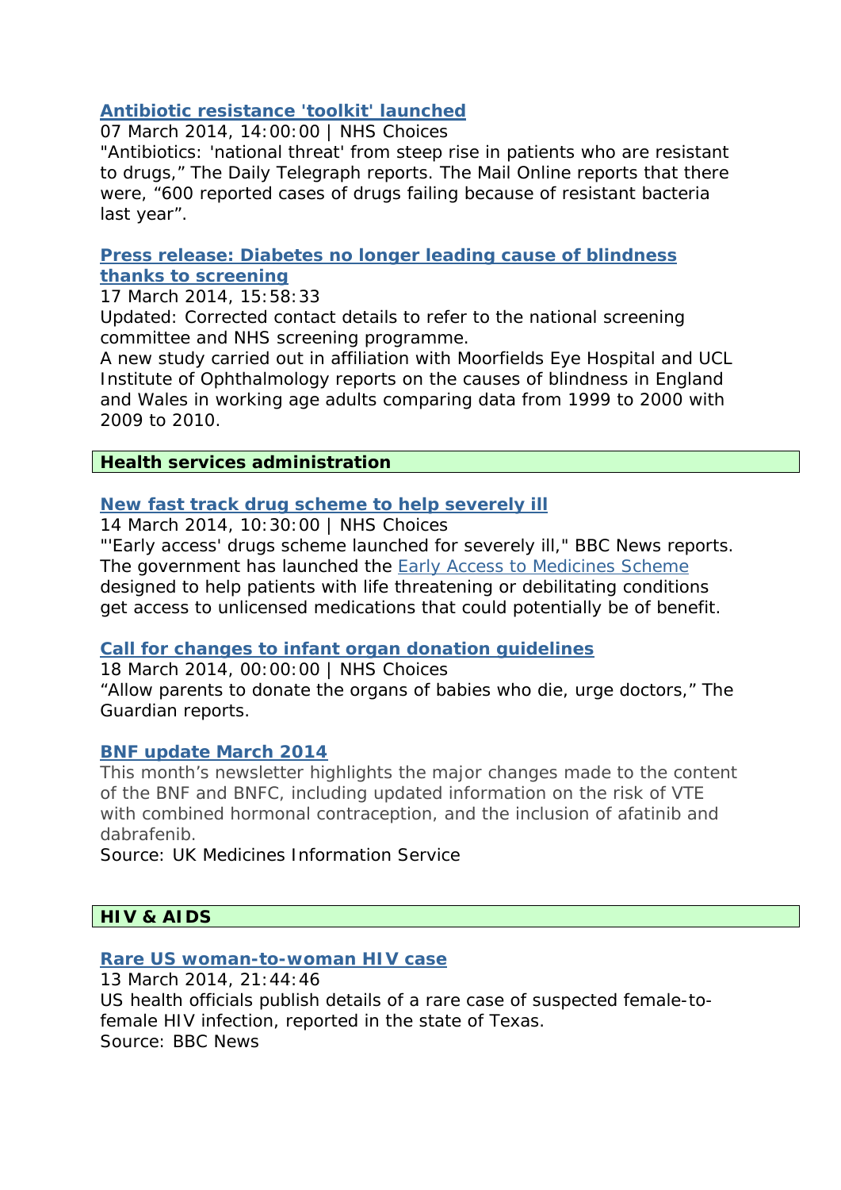**[Antibiotic resistance 'toolkit' launched]()**
07 March 2014, 14:00:00 | NHS Choices
"Antibiotics: 'national threat' from steep rise in patients who are resistant to drugs," The Daily Telegraph reports. The Mail Online reports that there were, "600 reported cases of drugs failing because of resistant bacteria last year".

**[Press release: Diabetes no longer leading cause of blindness thanks to screening]()**
17 March 2014, 15:58:33
Updated: Corrected contact details to refer to the national screening committee and NHS screening programme.
A new study carried out in affiliation with Moorfields Eye Hospital and UCL Institute of Ophthalmology reports on the causes of blindness in England and Wales in working age adults comparing data from 1999 to 2000 with 2009 to 2010.

## Health services administration

**[New fast track drug scheme to help severely ill]()**
14 March 2014, 10:30:00 | NHS Choices
"'Early access' drugs scheme launched for severely ill," BBC News reports. The government has launched the [Early Access to Medicines Scheme]() designed to help patients with life threatening or debilitating conditions get access to unlicensed medications that could potentially be of benefit.

**[Call for changes to infant organ donation guidelines]()**
18 March 2014, 00:00:00 | NHS Choices
"Allow parents to donate the organs of babies who die, urge doctors," The Guardian reports.

**[BNF update March 2014]()**
This month's newsletter highlights the major changes made to the content of the BNF and BNFC, including updated information on the risk of VTE with combined hormonal contraception, and the inclusion of afatinib and dabrafenib.
Source: UK Medicines Information Service

## HIV & AIDS

**[Rare US woman-to-woman HIV case]()**
13 March 2014, 21:44:46
US health officials publish details of a rare case of suspected female-to-female HIV infection, reported in the state of Texas.
Source: BBC News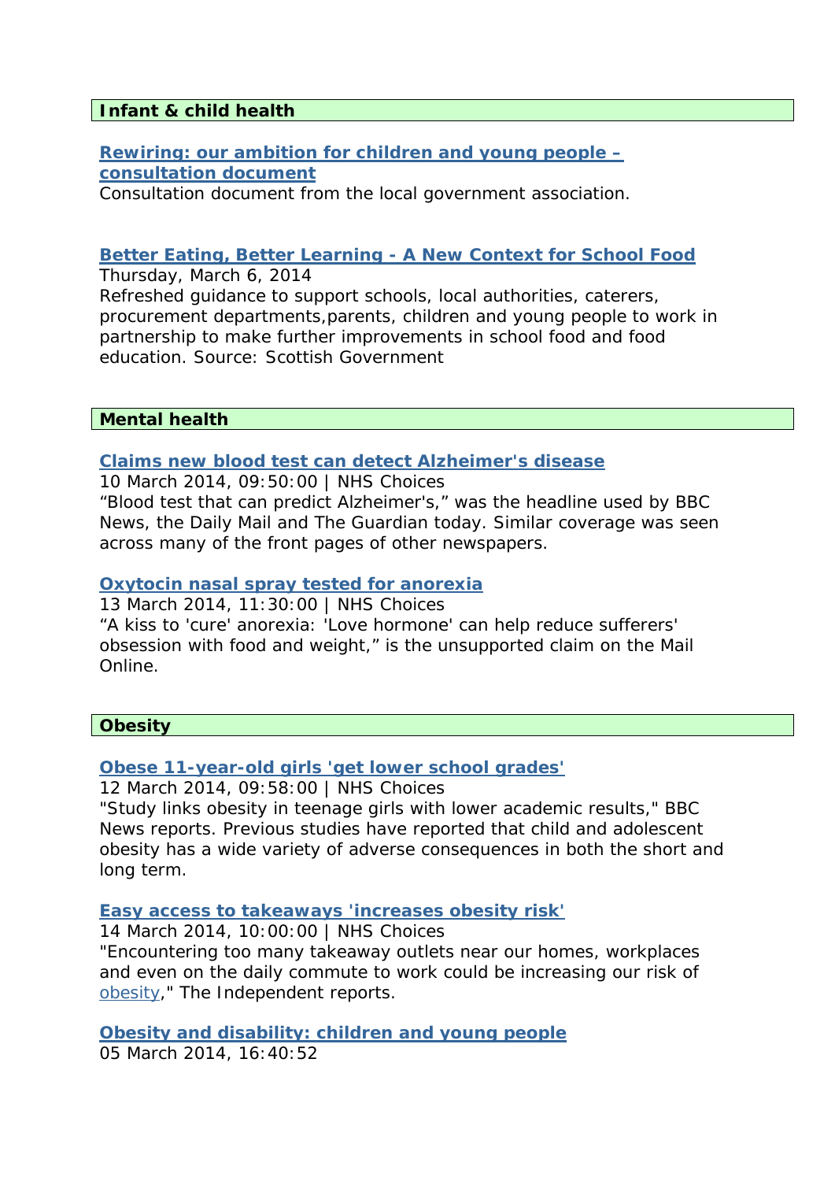## Infant & child health

**Rewiring: our ambition for children and young people – consultation document**

Consultation document from the local government association.

**Better Eating, Better Learning - A New Context for School Food**

Thursday, March 6, 2014

Refreshed guidance to support schools, local authorities, caterers, procurement departments,parents, children and young people to work in partnership to make further improvements in school food and food education. Source: Scottish Government

## Mental health

**Claims new blood test can detect Alzheimer's disease**

10 March 2014, 09:50:00 | NHS Choices

“Blood test that can predict Alzheimer's,” was the headline used by BBC News, the Daily Mail and The Guardian today. Similar coverage was seen across many of the front pages of other newspapers.

**Oxytocin nasal spray tested for anorexia**

13 March 2014, 11:30:00 | NHS Choices

“A kiss to 'cure' anorexia: 'Love hormone' can help reduce sufferers' obsession with food and weight,” is the unsupported claim on the Mail Online.

## Obesity

**Obese 11-year-old girls 'get lower school grades'**

12 March 2014, 09:58:00 | NHS Choices

"Study links obesity in teenage girls with lower academic results," BBC News reports. Previous studies have reported that child and adolescent obesity has a wide variety of adverse consequences in both the short and long term.

**Easy access to takeaways 'increases obesity risk'**

14 March 2014, 10:00:00 | NHS Choices

"Encountering too many takeaway outlets near our homes, workplaces and even on the daily commute to work could be increasing our risk of obesity," The Independent reports.

**Obesity and disability: children and young people**

05 March 2014, 16:40:52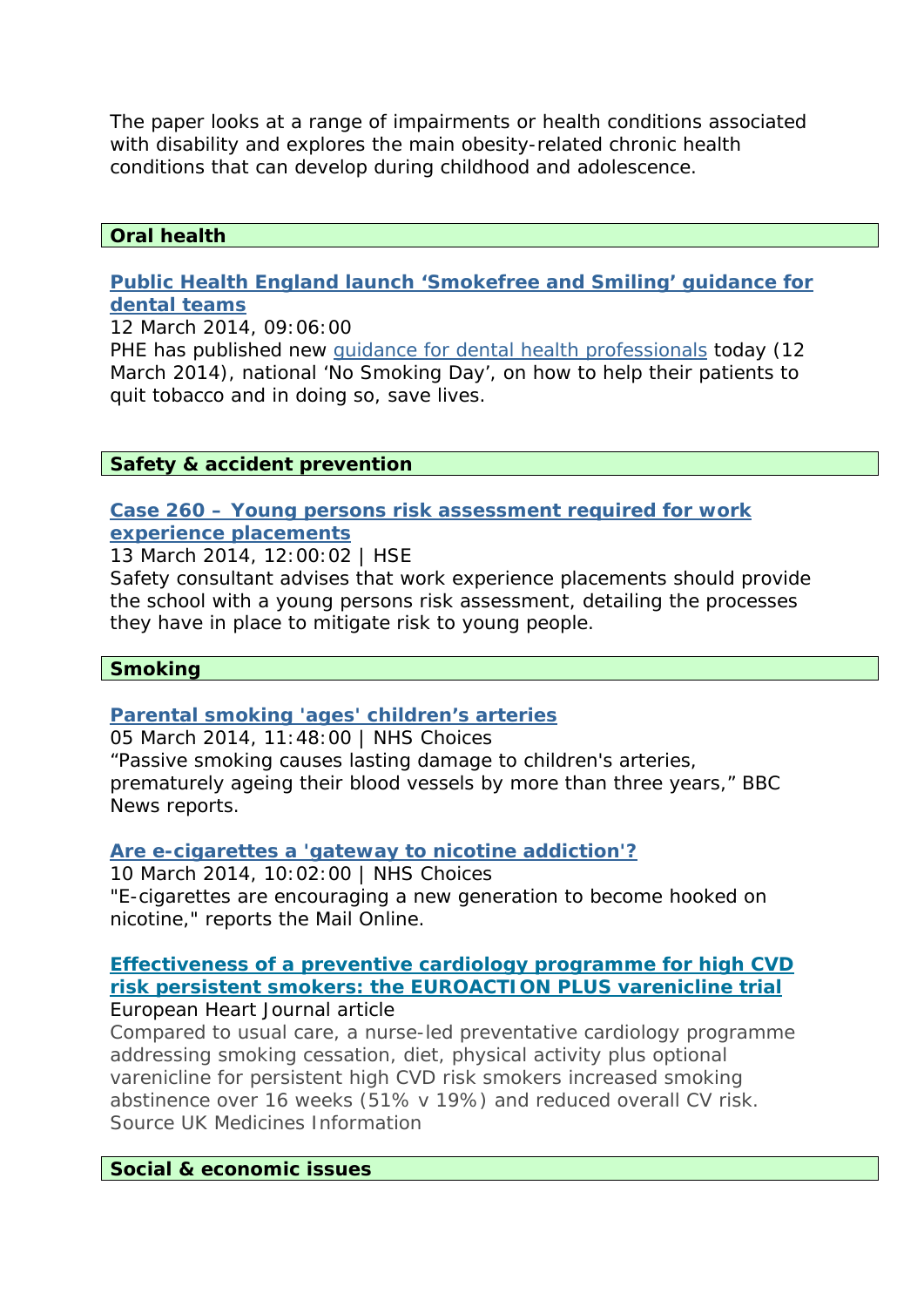The paper looks at a range of impairments or health conditions associated with disability and explores the main obesity-related chronic health conditions that can develop during childhood and adolescence.

## Oral health

**Public Health England launch 'Smokefree and Smiling' guidance for dental teams**

12 March 2014, 09:06:00

PHE has published new guidance for dental health professionals today (12 March 2014), national 'No Smoking Day', on how to help their patients to quit tobacco and in doing so, save lives.

## Safety & accident prevention

**Case 260 – Young persons risk assessment required for work experience placements**

13 March 2014, 12:00:02 | HSE

Safety consultant advises that work experience placements should provide the school with a young persons risk assessment, detailing the processes they have in place to mitigate risk to young people.

## Smoking

**Parental smoking 'ages' children's arteries**

05 March 2014, 11:48:00 | NHS Choices

"Passive smoking causes lasting damage to children's arteries, prematurely ageing their blood vessels by more than three years," BBC News reports.

**Are e-cigarettes a 'gateway to nicotine addiction'?**

10 March 2014, 10:02:00 | NHS Choices

"E-cigarettes are encouraging a new generation to become hooked on nicotine," reports the Mail Online.

**Effectiveness of a preventive cardiology programme for high CVD risk persistent smokers: the EUROACTION PLUS varenicline trial**

European Heart Journal article

Compared to usual care, a nurse-led preventative cardiology programme addressing smoking cessation, diet, physical activity plus optional varenicline for persistent high CVD risk smokers increased smoking abstinence over 16 weeks (51% v 19%) and reduced overall CV risk. Source UK Medicines Information

## Social & economic issues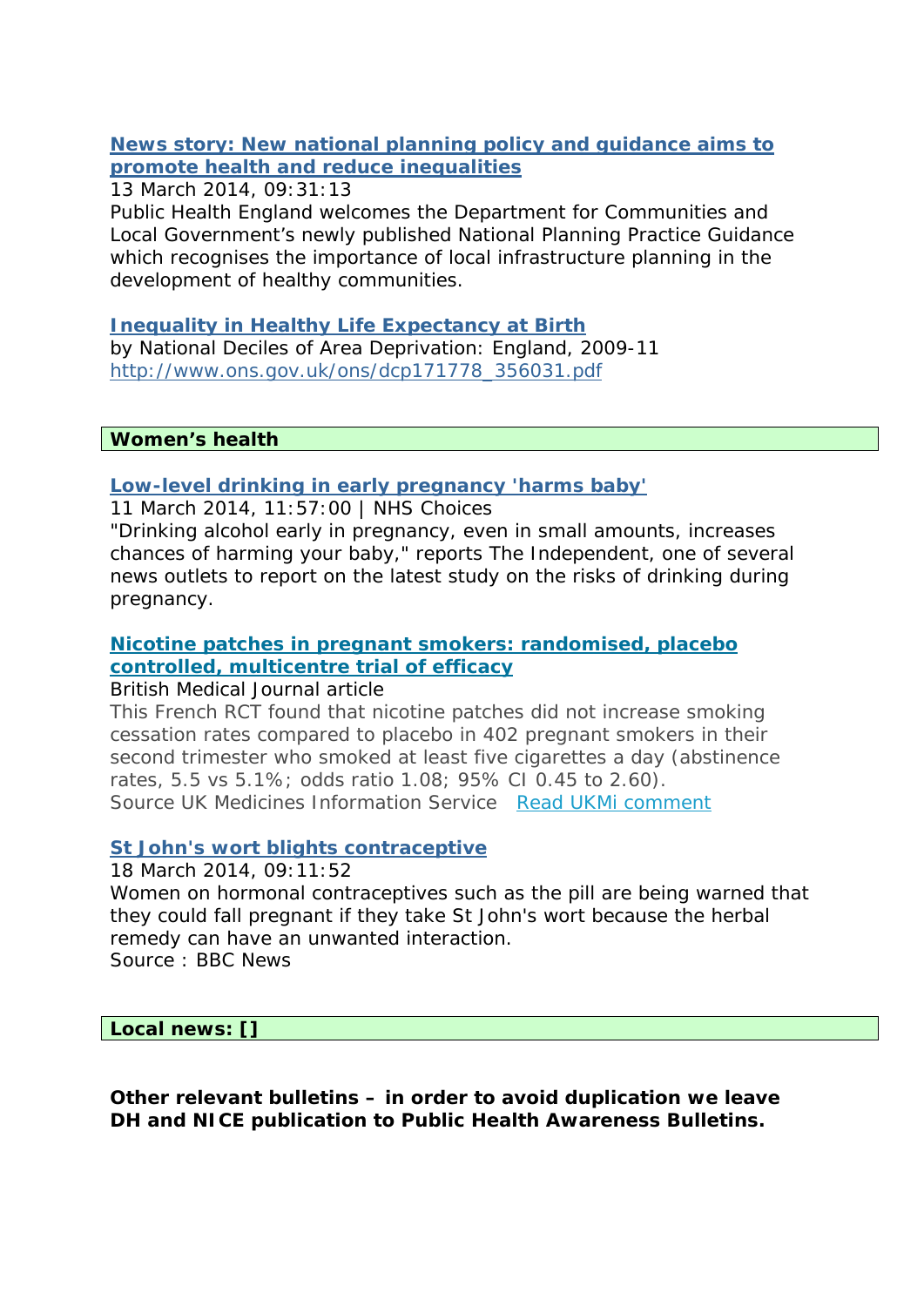**[News story: New national planning policy and guidance aims to promote health and reduce inequalities]**

13 March 2014, 09:31:13

Public Health England welcomes the Department for Communities and Local Government's newly published National Planning Practice Guidance which recognises the importance of local infrastructure planning in the development of healthy communities.

**[Inequality in Healthy Life Expectancy at Birth]**

by National Deciles of Area Deprivation: England, 2009-11

http://www.ons.gov.uk/ons/dcp171778_356031.pdf

## Women's health

**[Low-level drinking in early pregnancy 'harms baby']**

11 March 2014, 11:57:00 | NHS Choices

"Drinking alcohol early in pregnancy, even in small amounts, increases chances of harming your baby," reports The Independent, one of several news outlets to report on the latest study on the risks of drinking during pregnancy.

**[Nicotine patches in pregnant smokers: randomised, placebo controlled, multicentre trial of efficacy]**

British Medical Journal article

This French RCT found that nicotine patches did not increase smoking cessation rates compared to placebo in 402 pregnant smokers in their second trimester who smoked at least five cigarettes a day (abstinence rates, 5.5 vs 5.1%; odds ratio 1.08; 95% CI 0.45 to 2.60).

Source UK Medicines Information Service [Read UKMi comment]

**[St John's wort blights contraceptive]**

18 March 2014, 09:11:52

Women on hormonal contraceptives such as the pill are being warned that they could fall pregnant if they take St John's wort because the herbal remedy can have an unwanted interaction.

Source : BBC News

## Local news: []

**Other relevant bulletins – in order to avoid duplication we leave DH and NICE publication to Public Health Awareness Bulletins.**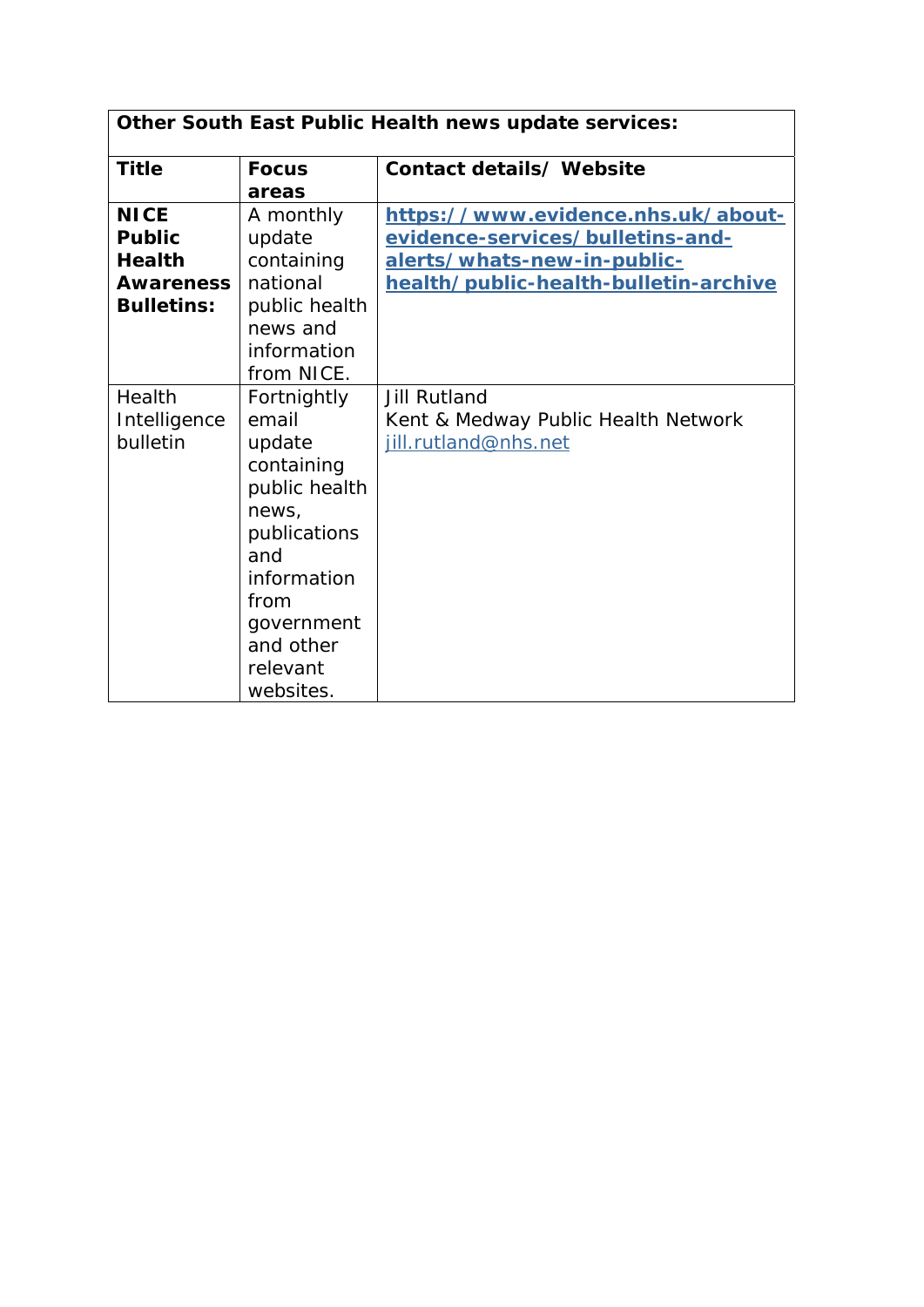| Other South East Public Health news update services: | | |
|---|---|---|
| **Title** | **Focus areas** | **Contact details/ Website** |
| **NICE Public Health Awareness Bulletins:** | A monthly update containing national public health news and information from NICE. | **https://www.evidence.nhs.uk/about-evidence-services/bulletins-and-alerts/whats-new-in-public-health/public-health-bulletin-archive** |
| Health Intelligence bulletin | Fortnightly email update containing public health news, publications and information from government and other relevant websites. | Jill Rutland<br>Kent & Medway Public Health Network<br>jill.rutland@nhs.net |